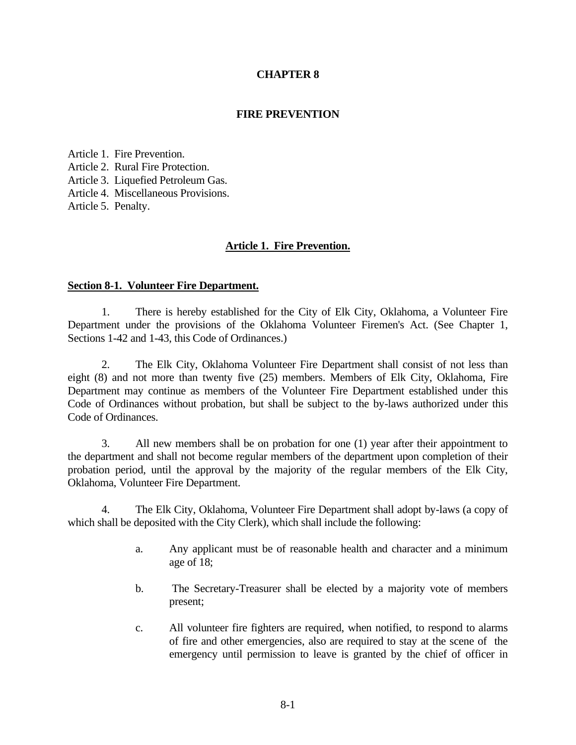# CHAPTER 8

## FIRE PREVENTION

Article 1. Fire Prevention.
Article 2. Rural Fire Protection.
Article 3. Liquefied Petroleum Gas.
Article 4. Miscellaneous Provisions.
Article 5. Penalty.

### Article 1. Fire Prevention.

**Section 8-1. Volunteer Fire Department.**

1. There is hereby established for the City of Elk City, Oklahoma, a Volunteer Fire Department under the provisions of the Oklahoma Volunteer Firemen's Act. (See Chapter 1, Sections 1-42 and 1-43, this Code of Ordinances.)

2. The Elk City, Oklahoma Volunteer Fire Department shall consist of not less than eight (8) and not more than twenty five (25) members. Members of Elk City, Oklahoma, Fire Department may continue as members of the Volunteer Fire Department established under this Code of Ordinances without probation, but shall be subject to the by-laws authorized under this Code of Ordinances.

3. All new members shall be on probation for one (1) year after their appointment to the department and shall not become regular members of the department upon completion of their probation period, until the approval by the majority of the regular members of the Elk City, Oklahoma, Volunteer Fire Department.

4. The Elk City, Oklahoma, Volunteer Fire Department shall adopt by-laws (a copy of which shall be deposited with the City Clerk), which shall include the following:

   a. Any applicant must be of reasonable health and character and a minimum age of 18;

   b. The Secretary-Treasurer shall be elected by a majority vote of members present;

   c. All volunteer fire fighters are required, when notified, to respond to alarms of fire and other emergencies, also are required to stay at the scene of the emergency until permission to leave is granted by the chief of officer in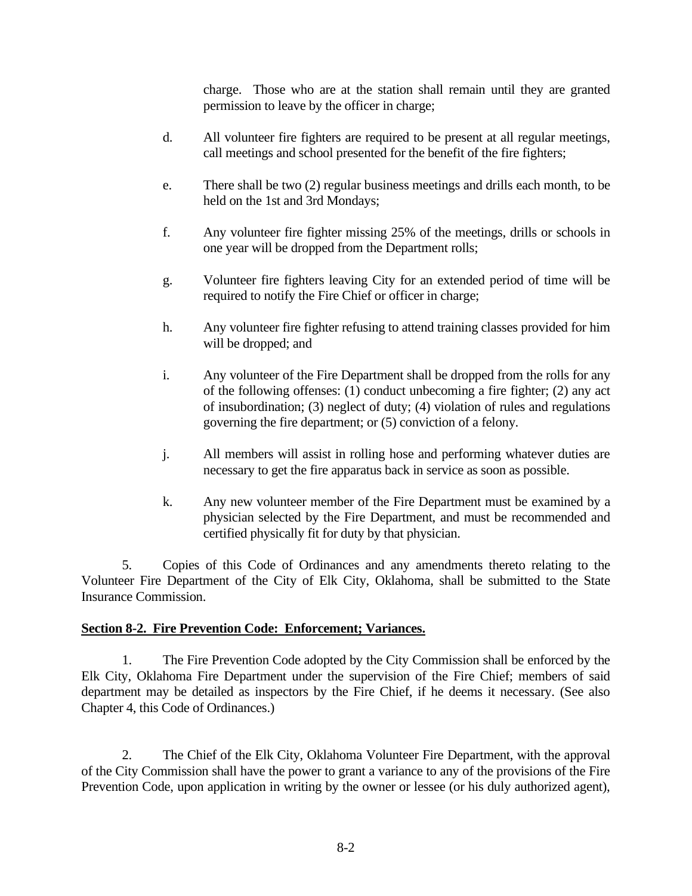charge. Those who are at the station shall remain until they are granted permission to leave by the officer in charge;

d. All volunteer fire fighters are required to be present at all regular meetings, call meetings and school presented for the benefit of the fire fighters;

e. There shall be two (2) regular business meetings and drills each month, to be held on the 1st and 3rd Mondays;

f. Any volunteer fire fighter missing 25% of the meetings, drills or schools in one year will be dropped from the Department rolls;

g. Volunteer fire fighters leaving City for an extended period of time will be required to notify the Fire Chief or officer in charge;

h. Any volunteer fire fighter refusing to attend training classes provided for him will be dropped; and

i. Any volunteer of the Fire Department shall be dropped from the rolls for any of the following offenses: (1) conduct unbecoming a fire fighter; (2) any act of insubordination; (3) neglect of duty; (4) violation of rules and regulations governing the fire department; or (5) conviction of a felony.

j. All members will assist in rolling hose and performing whatever duties are necessary to get the fire apparatus back in service as soon as possible.

k. Any new volunteer member of the Fire Department must be examined by a physician selected by the Fire Department, and must be recommended and certified physically fit for duty by that physician.

5. Copies of this Code of Ordinances and any amendments thereto relating to the Volunteer Fire Department of the City of Elk City, Oklahoma, shall be submitted to the State Insurance Commission.

**Section 8-2. Fire Prevention Code: Enforcement; Variances.**

1. The Fire Prevention Code adopted by the City Commission shall be enforced by the Elk City, Oklahoma Fire Department under the supervision of the Fire Chief; members of said department may be detailed as inspectors by the Fire Chief, if he deems it necessary. (See also Chapter 4, this Code of Ordinances.)

2. The Chief of the Elk City, Oklahoma Volunteer Fire Department, with the approval of the City Commission shall have the power to grant a variance to any of the provisions of the Fire Prevention Code, upon application in writing by the owner or lessee (or his duly authorized agent),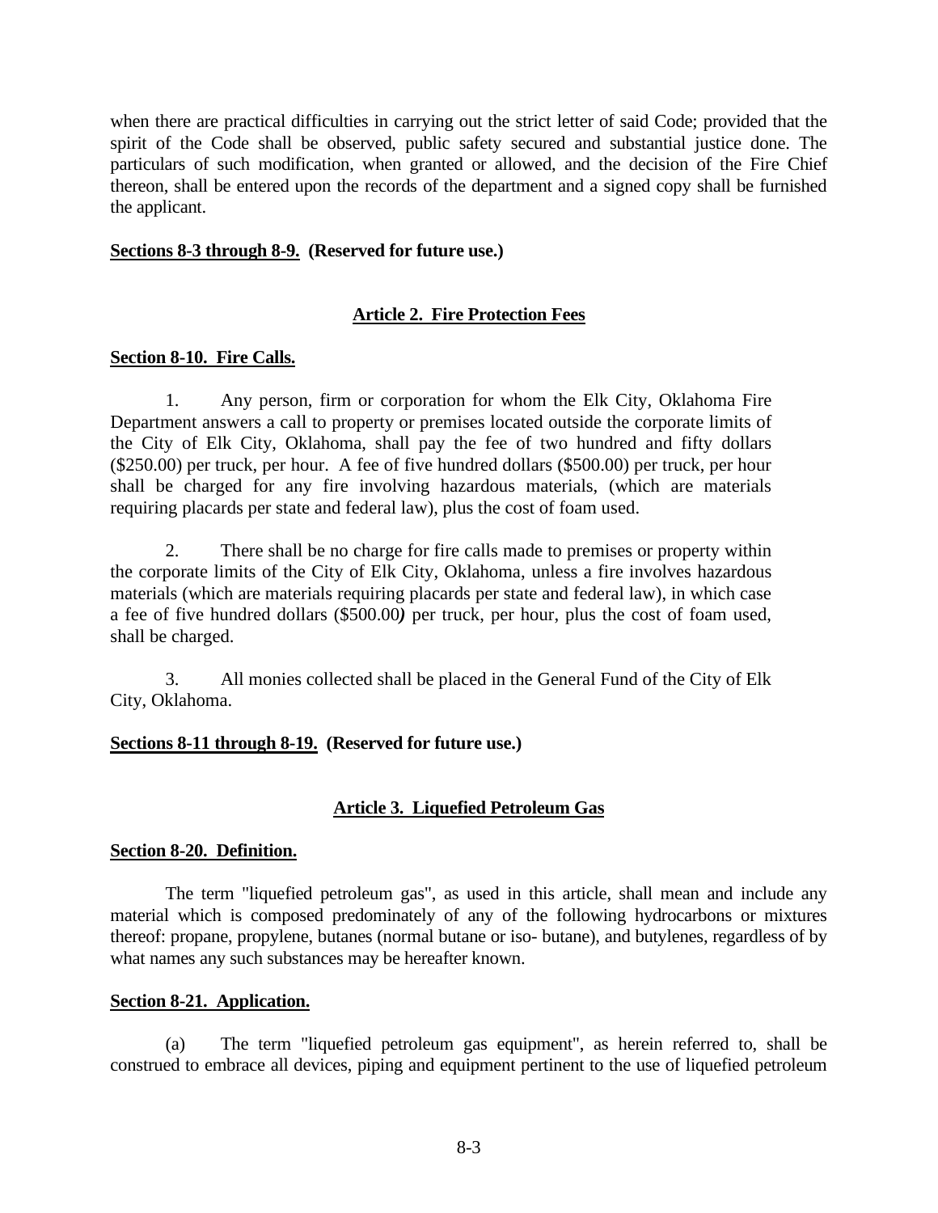when there are practical difficulties in carrying out the strict letter of said Code; provided that the spirit of the Code shall be observed, public safety secured and substantial justice done. The particulars of such modification, when granted or allowed, and the decision of the Fire Chief thereon, shall be entered upon the records of the department and a signed copy shall be furnished the applicant.

**Sections 8-3 through 8-9. (Reserved for future use.)**

## Article 2. Fire Protection Fees

**Section 8-10. Fire Calls.**

1. Any person, firm or corporation for whom the Elk City, Oklahoma Fire Department answers a call to property or premises located outside the corporate limits of the City of Elk City, Oklahoma, shall pay the fee of two hundred and fifty dollars ($250.00) per truck, per hour. A fee of five hundred dollars ($500.00) per truck, per hour shall be charged for any fire involving hazardous materials, (which are materials requiring placards per state and federal law), plus the cost of foam used.

2. There shall be no charge for fire calls made to premises or property within the corporate limits of the City of Elk City, Oklahoma, unless a fire involves hazardous materials (which are materials requiring placards per state and federal law), in which case a fee of five hundred dollars ($500.00*)* per truck, per hour, plus the cost of foam used, shall be charged.

3. All monies collected shall be placed in the General Fund of the City of Elk City, Oklahoma.

**Sections 8-11 through 8-19. (Reserved for future use.)**

## Article 3. Liquefied Petroleum Gas

**Section 8-20. Definition.**

The term "liquefied petroleum gas", as used in this article, shall mean and include any material which is composed predominately of any of the following hydrocarbons or mixtures thereof: propane, propylene, butanes (normal butane or iso- butane), and butylenes, regardless of by what names any such substances may be hereafter known.

**Section 8-21. Application.**

(a) The term "liquefied petroleum gas equipment", as herein referred to, shall be construed to embrace all devices, piping and equipment pertinent to the use of liquefied petroleum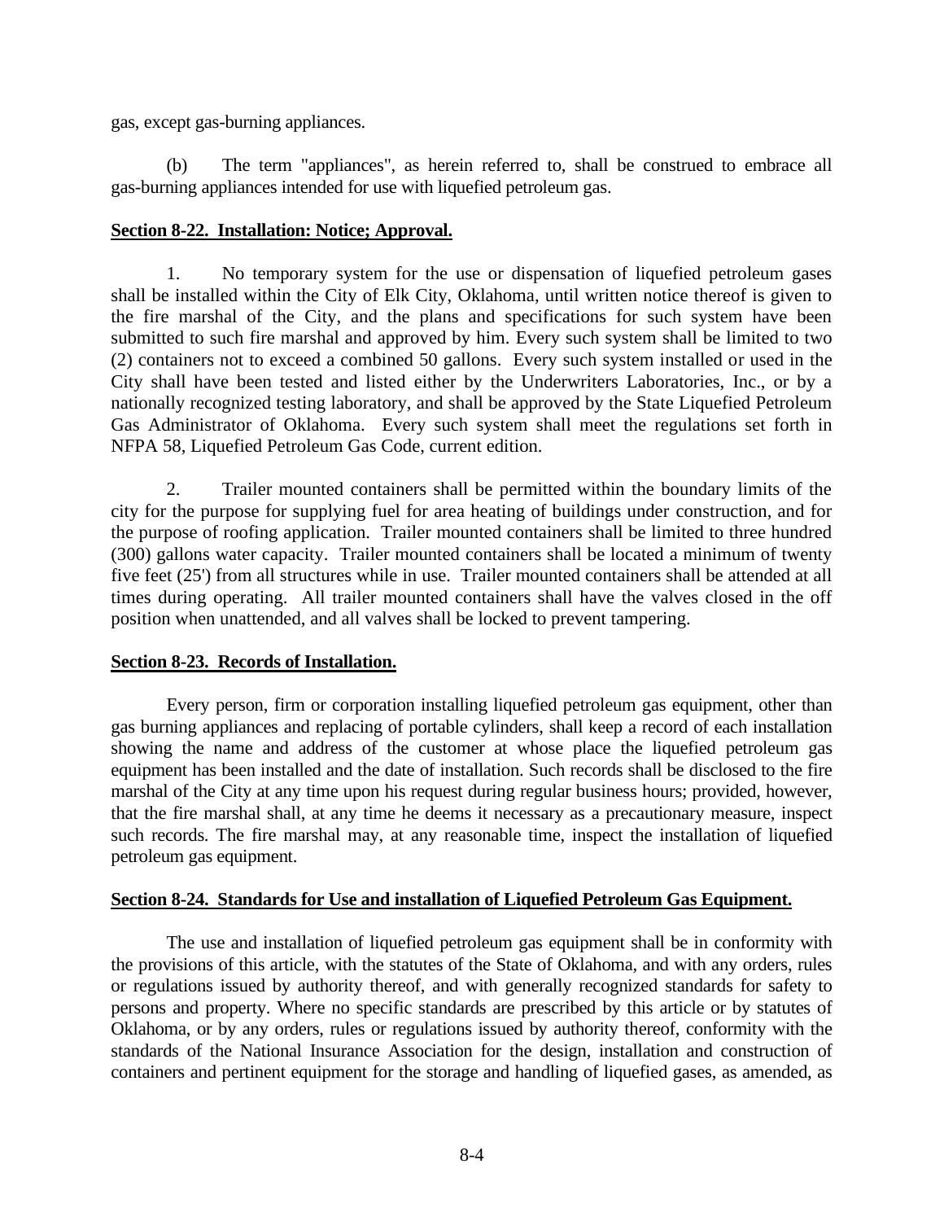gas, except gas-burning appliances.

(b) The term "appliances", as herein referred to, shall be construed to embrace all gas-burning appliances intended for use with liquefied petroleum gas.

**Section 8-22. Installation: Notice; Approval.**

1. No temporary system for the use or dispensation of liquefied petroleum gases shall be installed within the City of Elk City, Oklahoma, until written notice thereof is given to the fire marshal of the City, and the plans and specifications for such system have been submitted to such fire marshal and approved by him. Every such system shall be limited to two (2) containers not to exceed a combined 50 gallons. Every such system installed or used in the City shall have been tested and listed either by the Underwriters Laboratories, Inc., or by a nationally recognized testing laboratory, and shall be approved by the State Liquefied Petroleum Gas Administrator of Oklahoma. Every such system shall meet the regulations set forth in NFPA 58, Liquefied Petroleum Gas Code, current edition.

2. Trailer mounted containers shall be permitted within the boundary limits of the city for the purpose for supplying fuel for area heating of buildings under construction, and for the purpose of roofing application. Trailer mounted containers shall be limited to three hundred (300) gallons water capacity. Trailer mounted containers shall be located a minimum of twenty five feet (25') from all structures while in use. Trailer mounted containers shall be attended at all times during operating. All trailer mounted containers shall have the valves closed in the off position when unattended, and all valves shall be locked to prevent tampering.

**Section 8-23. Records of Installation.**

Every person, firm or corporation installing liquefied petroleum gas equipment, other than gas burning appliances and replacing of portable cylinders, shall keep a record of each installation showing the name and address of the customer at whose place the liquefied petroleum gas equipment has been installed and the date of installation. Such records shall be disclosed to the fire marshal of the City at any time upon his request during regular business hours; provided, however, that the fire marshal shall, at any time he deems it necessary as a precautionary measure, inspect such records. The fire marshal may, at any reasonable time, inspect the installation of liquefied petroleum gas equipment.

**Section 8-24. Standards for Use and installation of Liquefied Petroleum Gas Equipment.**

The use and installation of liquefied petroleum gas equipment shall be in conformity with the provisions of this article, with the statutes of the State of Oklahoma, and with any orders, rules or regulations issued by authority thereof, and with generally recognized standards for safety to persons and property. Where no specific standards are prescribed by this article or by statutes of Oklahoma, or by any orders, rules or regulations issued by authority thereof, conformity with the standards of the National Insurance Association for the design, installation and construction of containers and pertinent equipment for the storage and handling of liquefied gases, as amended, as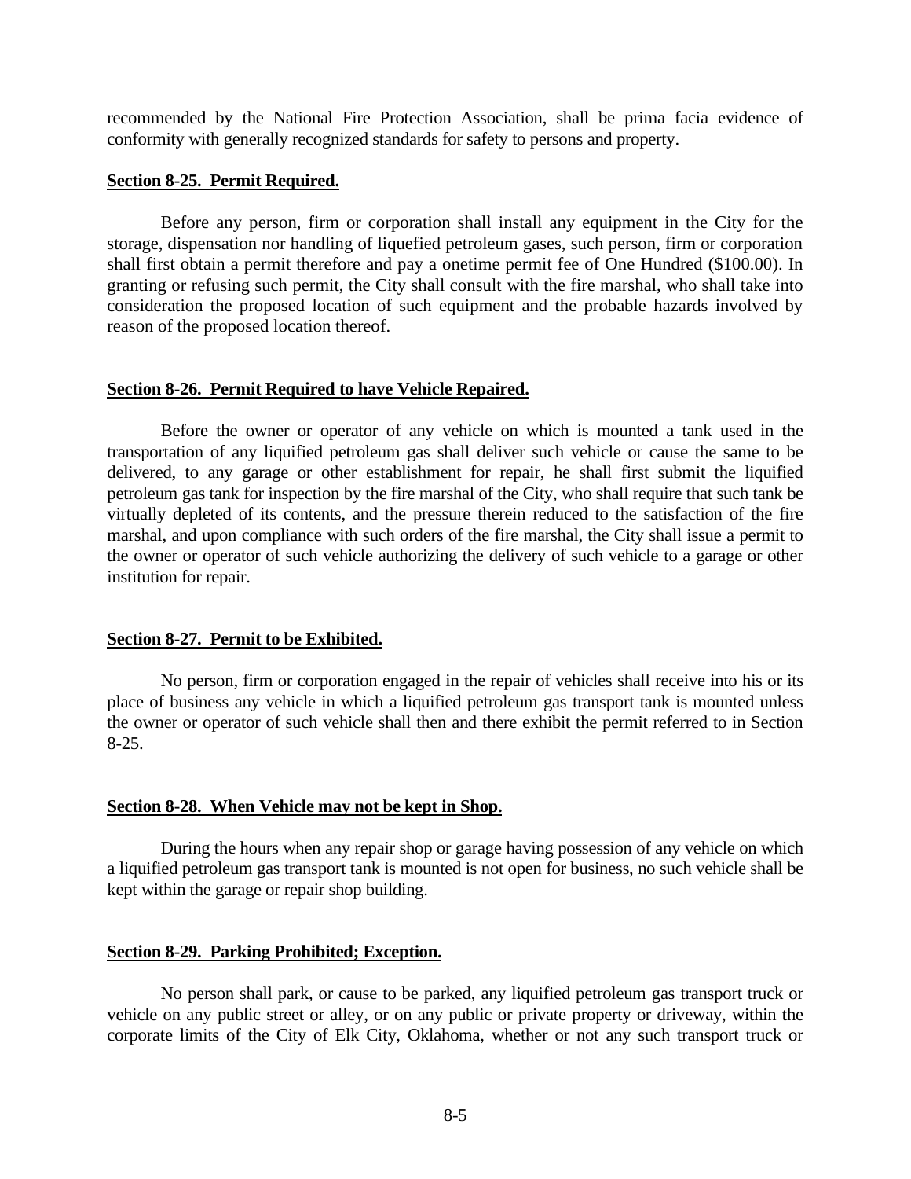recommended by the National Fire Protection Association, shall be prima facia evidence of conformity with generally recognized standards for safety to persons and property.

**Section 8-25. Permit Required.**

Before any person, firm or corporation shall install any equipment in the City for the storage, dispensation nor handling of liquefied petroleum gases, such person, firm or corporation shall first obtain a permit therefore and pay a onetime permit fee of One Hundred ($100.00). In granting or refusing such permit, the City shall consult with the fire marshal, who shall take into consideration the proposed location of such equipment and the probable hazards involved by reason of the proposed location thereof.

**Section 8-26. Permit Required to have Vehicle Repaired.**

Before the owner or operator of any vehicle on which is mounted a tank used in the transportation of any liquified petroleum gas shall deliver such vehicle or cause the same to be delivered, to any garage or other establishment for repair, he shall first submit the liquified petroleum gas tank for inspection by the fire marshal of the City, who shall require that such tank be virtually depleted of its contents, and the pressure therein reduced to the satisfaction of the fire marshal, and upon compliance with such orders of the fire marshal, the City shall issue a permit to the owner or operator of such vehicle authorizing the delivery of such vehicle to a garage or other institution for repair.

**Section 8-27. Permit to be Exhibited.**

No person, firm or corporation engaged in the repair of vehicles shall receive into his or its place of business any vehicle in which a liquified petroleum gas transport tank is mounted unless the owner or operator of such vehicle shall then and there exhibit the permit referred to in Section 8-25.

**Section 8-28. When Vehicle may not be kept in Shop.**

During the hours when any repair shop or garage having possession of any vehicle on which a liquified petroleum gas transport tank is mounted is not open for business, no such vehicle shall be kept within the garage or repair shop building.

**Section 8-29. Parking Prohibited; Exception.**

No person shall park, or cause to be parked, any liquified petroleum gas transport truck or vehicle on any public street or alley, or on any public or private property or driveway, within the corporate limits of the City of Elk City, Oklahoma, whether or not any such transport truck or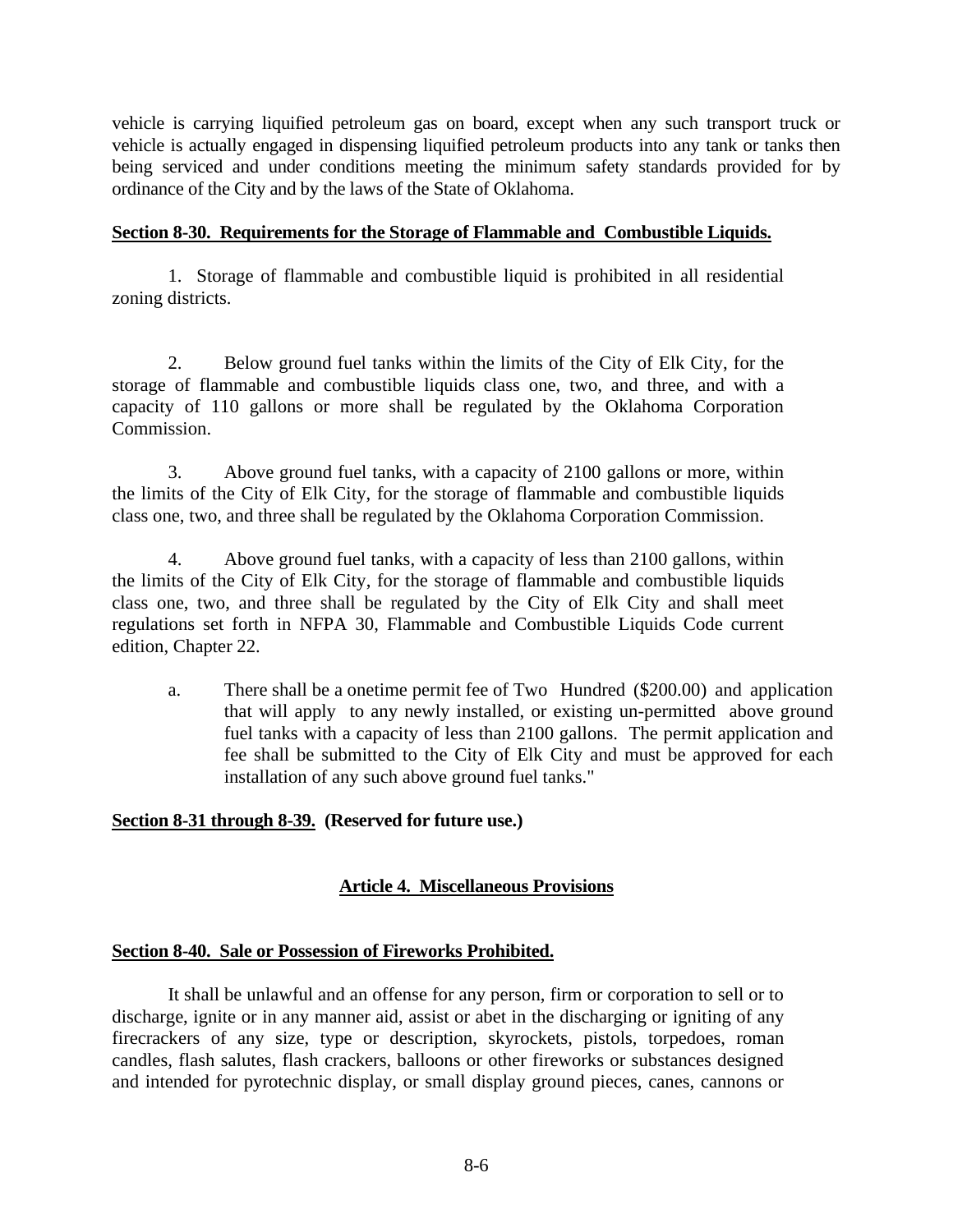vehicle is carrying liquified petroleum gas on board, except when any such transport truck or vehicle is actually engaged in dispensing liquified petroleum products into any tank or tanks then being serviced and under conditions meeting the minimum safety standards provided for by ordinance of the City and by the laws of the State of Oklahoma.

**Section 8-30. Requirements for the Storage of Flammable and Combustible Liquids.**

1. Storage of flammable and combustible liquid is prohibited in all residential zoning districts.

2. Below ground fuel tanks within the limits of the City of Elk City, for the storage of flammable and combustible liquids class one, two, and three, and with a capacity of 110 gallons or more shall be regulated by the Oklahoma Corporation Commission.

3. Above ground fuel tanks, with a capacity of 2100 gallons or more, within the limits of the City of Elk City, for the storage of flammable and combustible liquids class one, two, and three shall be regulated by the Oklahoma Corporation Commission.

4. Above ground fuel tanks, with a capacity of less than 2100 gallons, within the limits of the City of Elk City, for the storage of flammable and combustible liquids class one, two, and three shall be regulated by the City of Elk City and shall meet regulations set forth in NFPA 30, Flammable and Combustible Liquids Code current edition, Chapter 22.

   a. There shall be a onetime permit fee of Two Hundred ($200.00) and application that will apply to any newly installed, or existing un-permitted above ground fuel tanks with a capacity of less than 2100 gallons. The permit application and fee shall be submitted to the City of Elk City and must be approved for each installation of any such above ground fuel tanks."

**Section 8-31 through 8-39. (Reserved for future use.)**

## Article 4. Miscellaneous Provisions

**Section 8-40. Sale or Possession of Fireworks Prohibited.**

It shall be unlawful and an offense for any person, firm or corporation to sell or to discharge, ignite or in any manner aid, assist or abet in the discharging or igniting of any firecrackers of any size, type or description, skyrockets, pistols, torpedoes, roman candles, flash salutes, flash crackers, balloons or other fireworks or substances designed and intended for pyrotechnic display, or small display ground pieces, canes, cannons or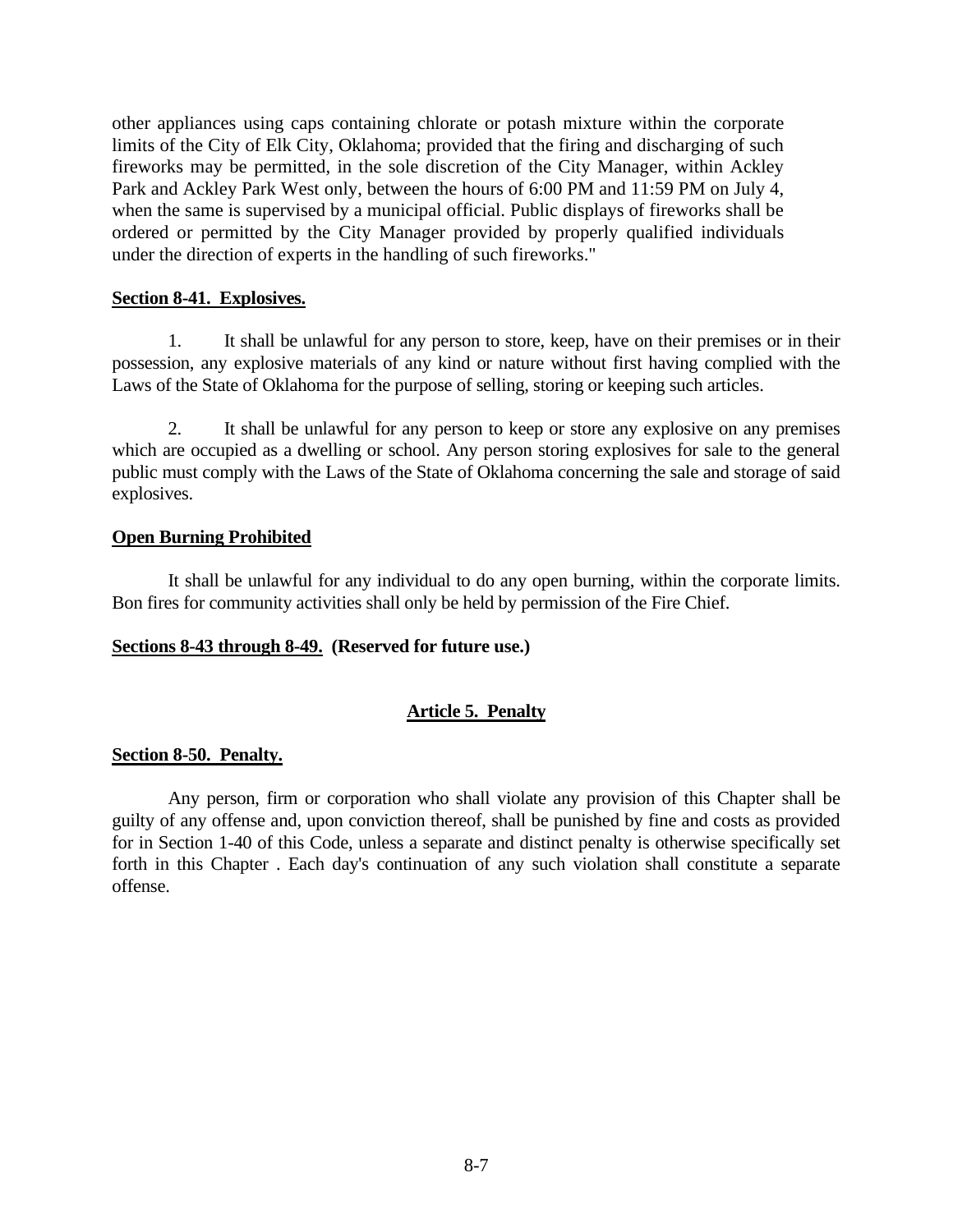other appliances using caps containing chlorate or potash mixture within the corporate limits of the City of Elk City, Oklahoma; provided that the firing and discharging of such fireworks may be permitted, in the sole discretion of the City Manager, within Ackley Park and Ackley Park West only, between the hours of 6:00 PM and 11:59 PM on July 4, when the same is supervised by a municipal official. Public displays of fireworks shall be ordered or permitted by the City Manager provided by properly qualified individuals under the direction of experts in the handling of such fireworks."

**Section 8-41. Explosives.**

1. It shall be unlawful for any person to store, keep, have on their premises or in their possession, any explosive materials of any kind or nature without first having complied with the Laws of the State of Oklahoma for the purpose of selling, storing or keeping such articles.

2. It shall be unlawful for any person to keep or store any explosive on any premises which are occupied as a dwelling or school. Any person storing explosives for sale to the general public must comply with the Laws of the State of Oklahoma concerning the sale and storage of said explosives.

**Open Burning Prohibited**

It shall be unlawful for any individual to do any open burning, within the corporate limits. Bon fires for community activities shall only be held by permission of the Fire Chief.

**Sections 8-43 through 8-49. (Reserved for future use.)**

## Article 5. Penalty

**Section 8-50. Penalty.**

Any person, firm or corporation who shall violate any provision of this Chapter shall be guilty of any offense and, upon conviction thereof, shall be punished by fine and costs as provided for in Section 1-40 of this Code, unless a separate and distinct penalty is otherwise specifically set forth in this Chapter . Each day's continuation of any such violation shall constitute a separate offense.